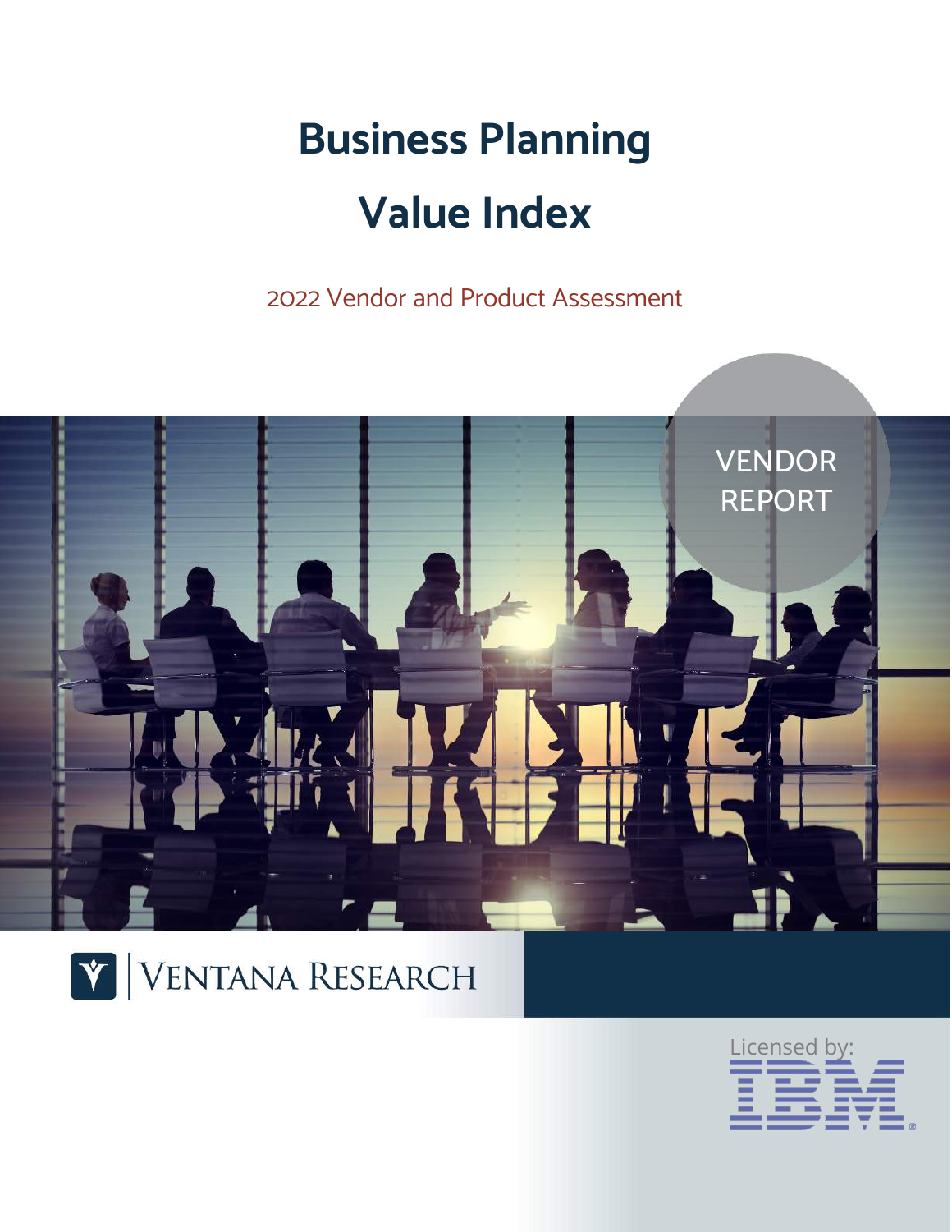# Business Planning Value Index

2022 Vendor and Product Assessment

VENDOR REPORT

Ventana Research

Licensed by: IBM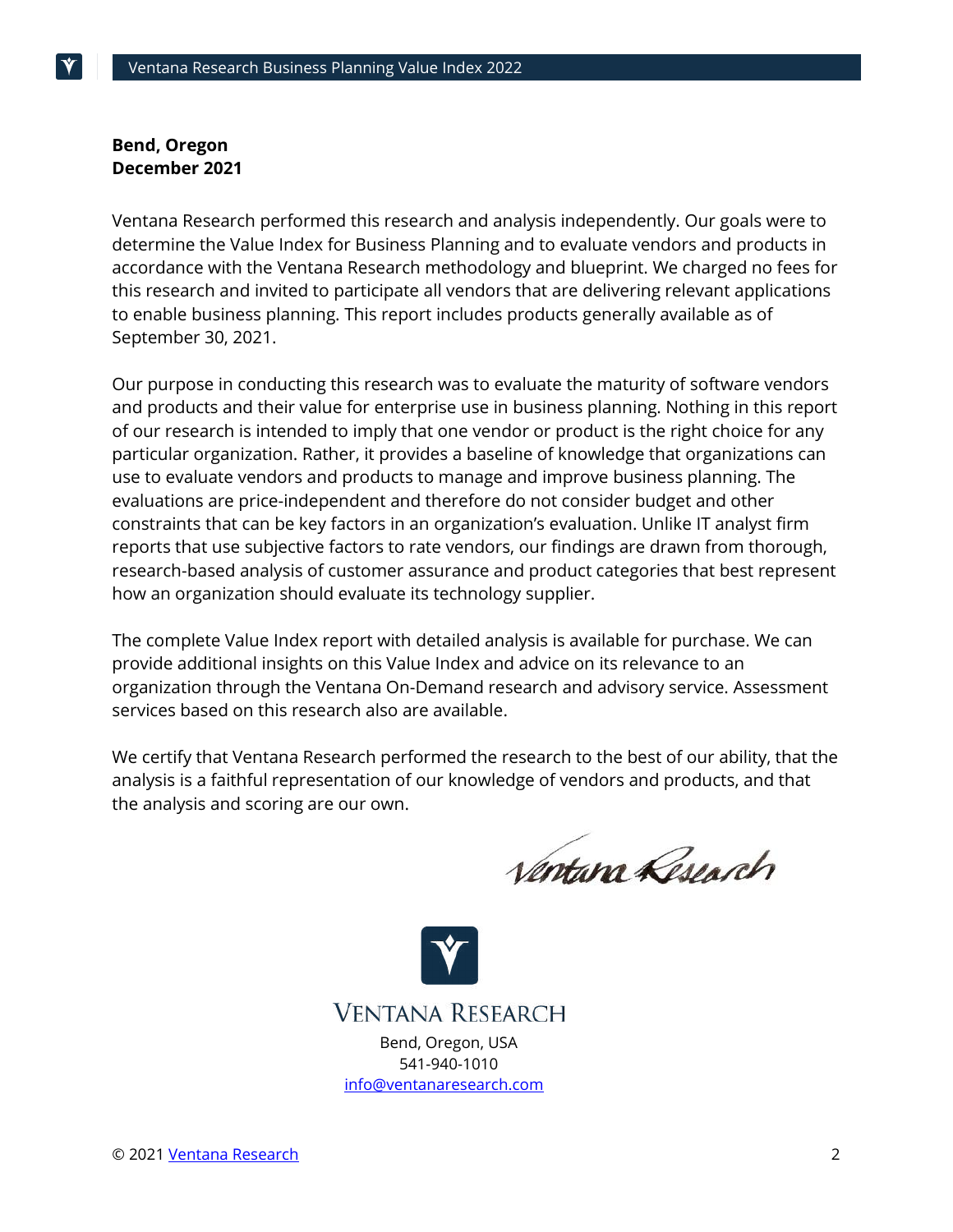**Bend, Oregon**
**December 2021**

Ventana Research performed this research and analysis independently. Our goals were to determine the Value Index for Business Planning and to evaluate vendors and products in accordance with the Ventana Research methodology and blueprint. We charged no fees for this research and invited to participate all vendors that are delivering relevant applications to enable business planning. This report includes products generally available as of September 30, 2021.

Our purpose in conducting this research was to evaluate the maturity of software vendors and products and their value for enterprise use in business planning. Nothing in this report of our research is intended to imply that one vendor or product is the right choice for any particular organization. Rather, it provides a baseline of knowledge that organizations can use to evaluate vendors and products to manage and improve business planning. The evaluations are price-independent and therefore do not consider budget and other constraints that can be key factors in an organization's evaluation. Unlike IT analyst firm reports that use subjective factors to rate vendors, our findings are drawn from thorough, research-based analysis of customer assurance and product categories that best represent how an organization should evaluate its technology supplier.

The complete Value Index report with detailed analysis is available for purchase. We can provide additional insights on this Value Index and advice on its relevance to an organization through the Ventana On-Demand research and advisory service. Assessment services based on this research also are available.

We certify that Ventana Research performed the research to the best of our ability, that the analysis is a faithful representation of our knowledge of vendors and products, and that the analysis and scoring are our own.

Ventana Research

VENTANA RESEARCH

Bend, Oregon, USA
541-940-1010
info@ventanaresearch.com

© 2021 Ventana Research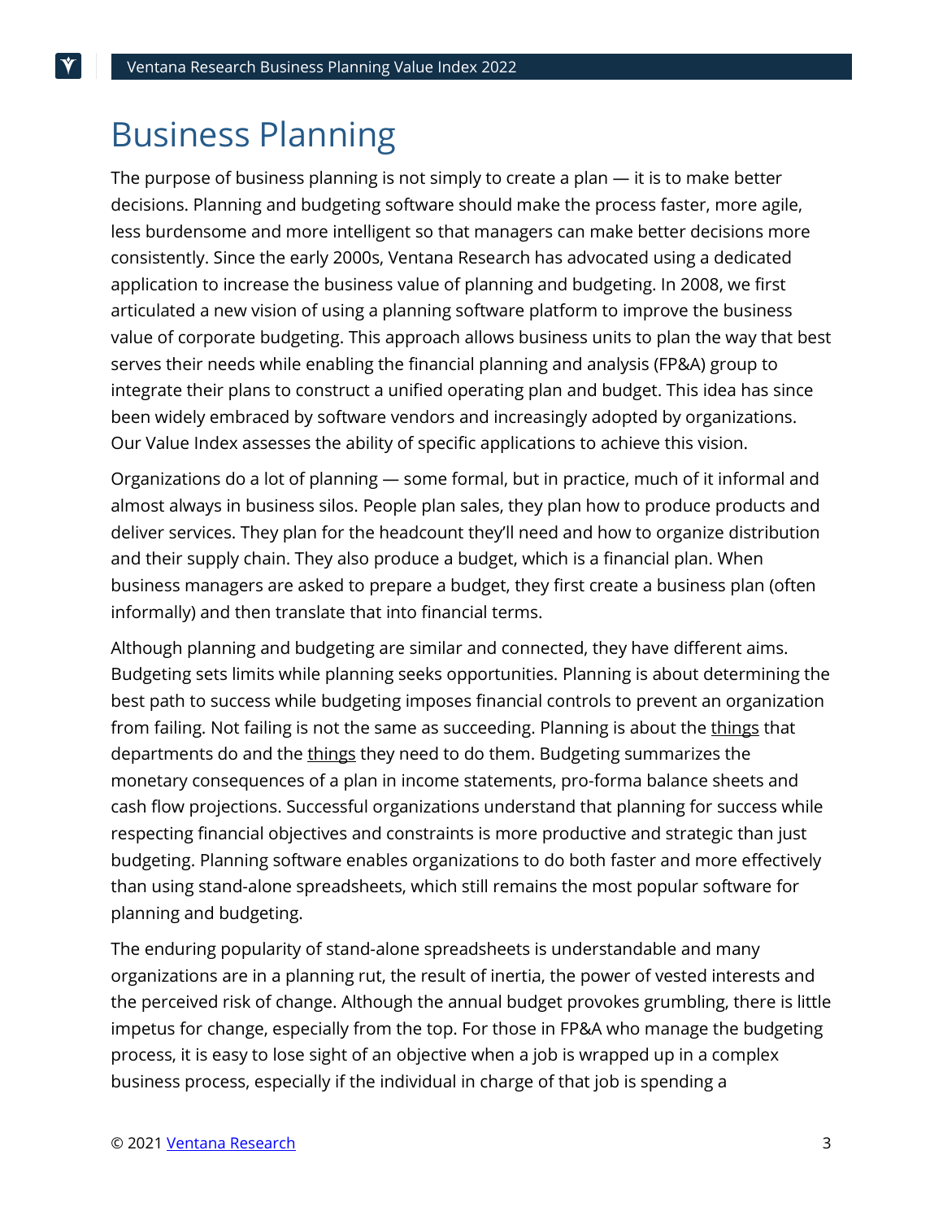# Business Planning

The purpose of business planning is not simply to create a plan — it is to make better decisions. Planning and budgeting software should make the process faster, more agile, less burdensome and more intelligent so that managers can make better decisions more consistently. Since the early 2000s, Ventana Research has advocated using a dedicated application to increase the business value of planning and budgeting. In 2008, we first articulated a new vision of using a planning software platform to improve the business value of corporate budgeting. This approach allows business units to plan the way that best serves their needs while enabling the financial planning and analysis (FP&A) group to integrate their plans to construct a unified operating plan and budget. This idea has since been widely embraced by software vendors and increasingly adopted by organizations. Our Value Index assesses the ability of specific applications to achieve this vision.

Organizations do a lot of planning — some formal, but in practice, much of it informal and almost always in business silos. People plan sales, they plan how to produce products and deliver services. They plan for the headcount they'll need and how to organize distribution and their supply chain. They also produce a budget, which is a financial plan. When business managers are asked to prepare a budget, they first create a business plan (often informally) and then translate that into financial terms.

Although planning and budgeting are similar and connected, they have different aims. Budgeting sets limits while planning seeks opportunities. Planning is about determining the best path to success while budgeting imposes financial controls to prevent an organization from failing. Not failing is not the same as succeeding. Planning is about the <u>things</u> that departments do and the <u>things</u> they need to do them. Budgeting summarizes the monetary consequences of a plan in income statements, pro-forma balance sheets and cash flow projections. Successful organizations understand that planning for success while respecting financial objectives and constraints is more productive and strategic than just budgeting. Planning software enables organizations to do both faster and more effectively than using stand-alone spreadsheets, which still remains the most popular software for planning and budgeting.

The enduring popularity of stand-alone spreadsheets is understandable and many organizations are in a planning rut, the result of inertia, the power of vested interests and the perceived risk of change. Although the annual budget provokes grumbling, there is little impetus for change, especially from the top. For those in FP&A who manage the budgeting process, it is easy to lose sight of an objective when a job is wrapped up in a complex business process, especially if the individual in charge of that job is spending a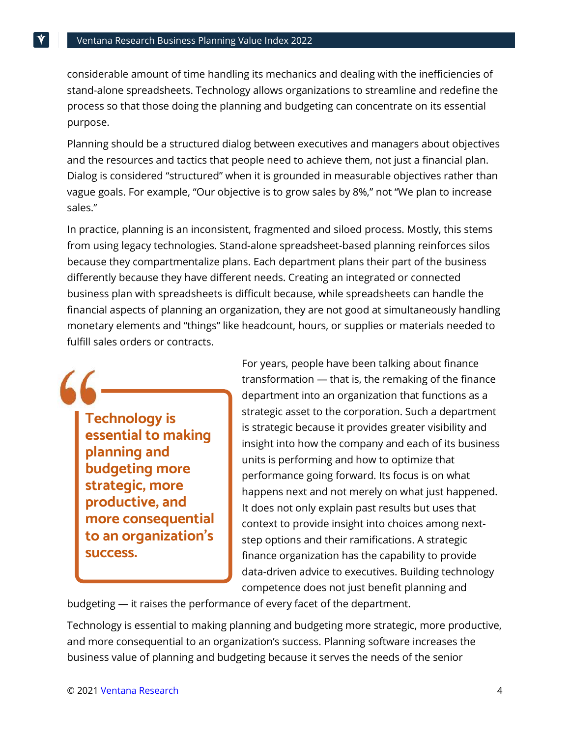considerable amount of time handling its mechanics and dealing with the inefficiencies of stand-alone spreadsheets. Technology allows organizations to streamline and redefine the process so that those doing the planning and budgeting can concentrate on its essential purpose.

Planning should be a structured dialog between executives and managers about objectives and the resources and tactics that people need to achieve them, not just a financial plan. Dialog is considered "structured" when it is grounded in measurable objectives rather than vague goals. For example, "Our objective is to grow sales by 8%," not "We plan to increase sales."

In practice, planning is an inconsistent, fragmented and siloed process. Mostly, this stems from using legacy technologies. Stand-alone spreadsheet-based planning reinforces silos because they compartmentalize plans. Each department plans their part of the business differently because they have different needs. Creating an integrated or connected business plan with spreadsheets is difficult because, while spreadsheets can handle the financial aspects of planning an organization, they are not good at simultaneously handling monetary elements and "things" like headcount, hours, or supplies or materials needed to fulfill sales orders or contracts.

> **Technology is essential to making planning and budgeting more strategic, more productive, and more consequential to an organization's success.**

For years, people have been talking about finance transformation — that is, the remaking of the finance department into an organization that functions as a strategic asset to the corporation. Such a department is strategic because it provides greater visibility and insight into how the company and each of its business units is performing and how to optimize that performance going forward. Its focus is on what happens next and not merely on what just happened. It does not only explain past results but uses that context to provide insight into choices among next-step options and their ramifications. A strategic finance organization has the capability to provide data-driven advice to executives. Building technology competence does not just benefit planning and budgeting — it raises the performance of every facet of the department.

Technology is essential to making planning and budgeting more strategic, more productive, and more consequential to an organization's success. Planning software increases the business value of planning and budgeting because it serves the needs of the senior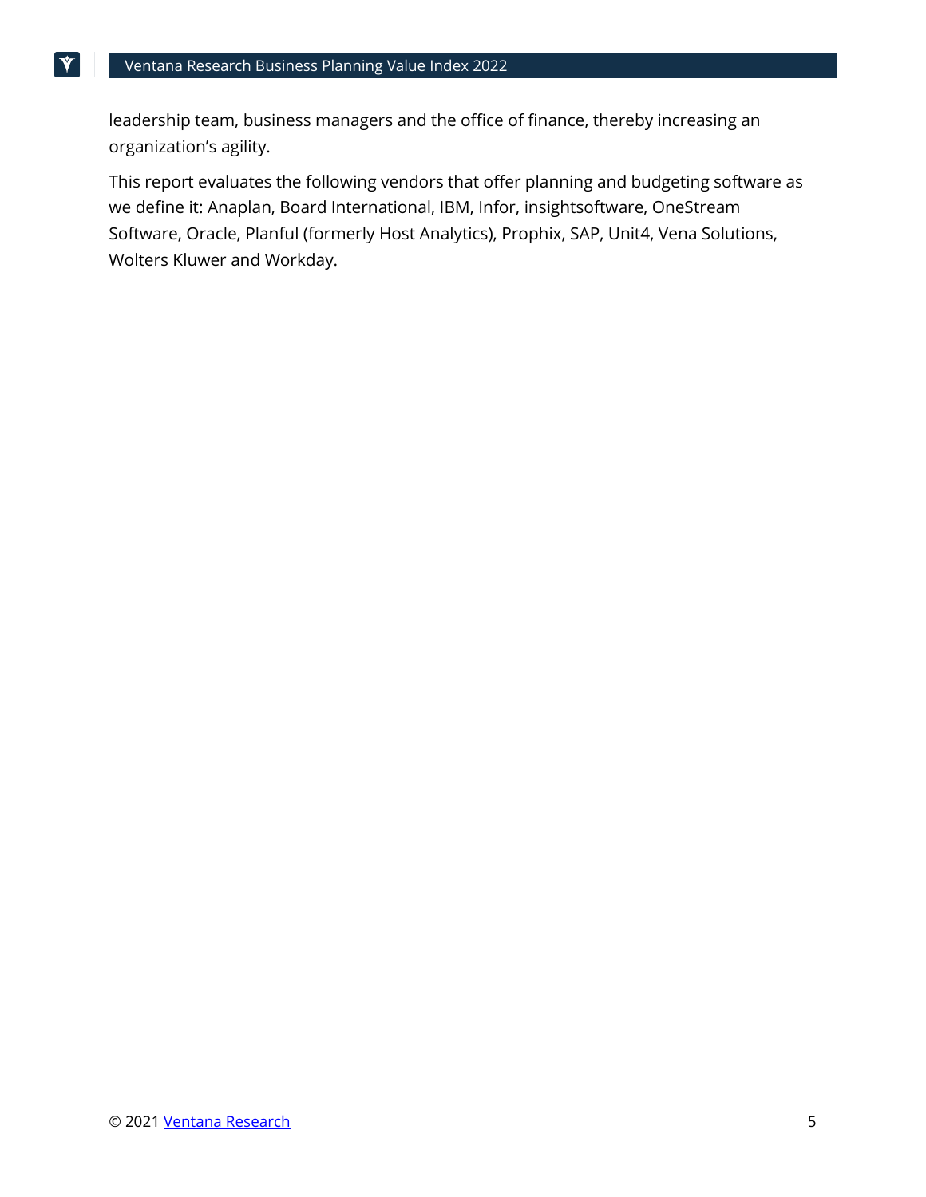leadership team, business managers and the office of finance, thereby increasing an organization's agility.

This report evaluates the following vendors that offer planning and budgeting software as we define it: Anaplan, Board International, IBM, Infor, insightsoftware, OneStream Software, Oracle, Planful (formerly Host Analytics), Prophix, SAP, Unit4, Vena Solutions, Wolters Kluwer and Workday.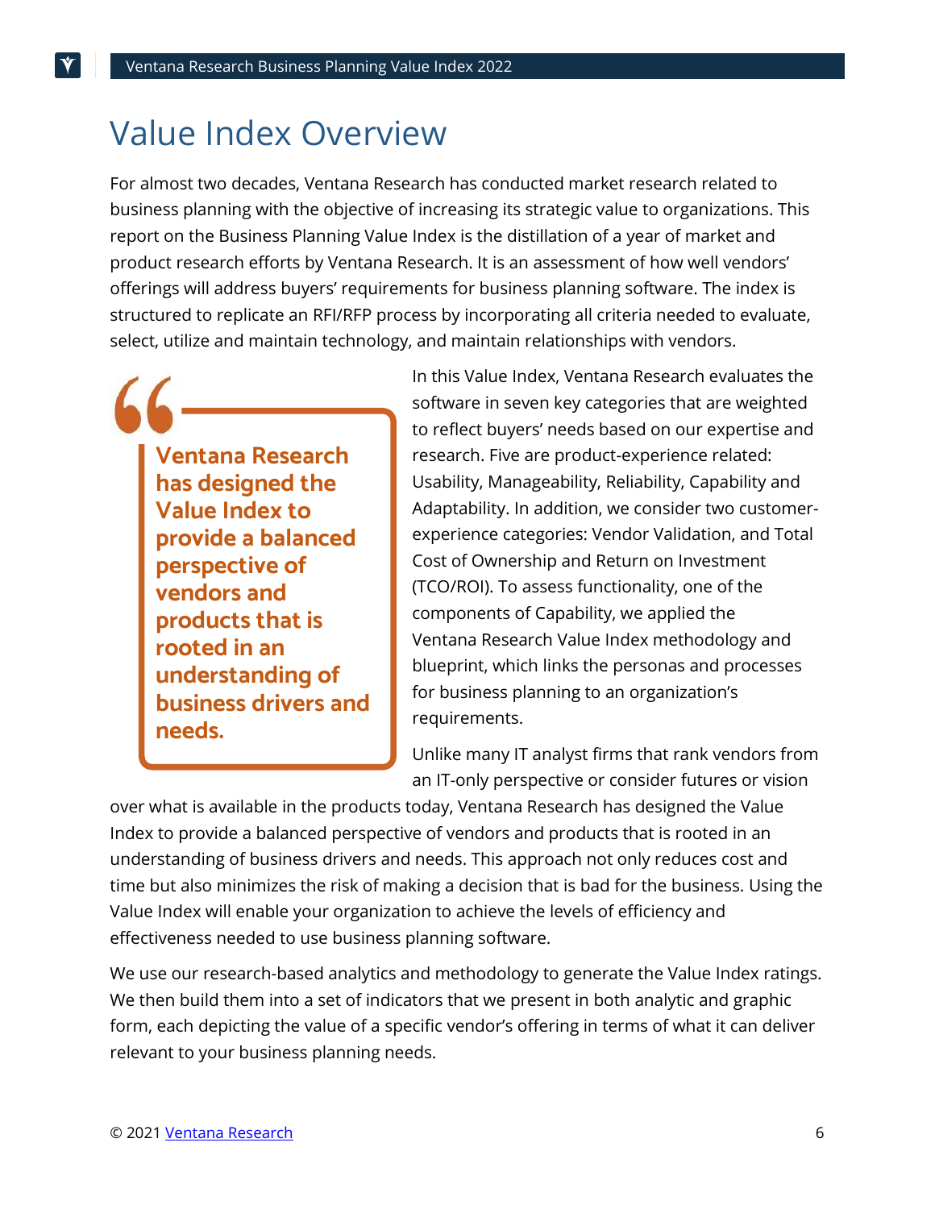# Value Index Overview

For almost two decades, Ventana Research has conducted market research related to business planning with the objective of increasing its strategic value to organizations. This report on the Business Planning Value Index is the distillation of a year of market and product research efforts by Ventana Research. It is an assessment of how well vendors' offerings will address buyers' requirements for business planning software. The index is structured to replicate an RFI/RFP process by incorporating all criteria needed to evaluate, select, utilize and maintain technology, and maintain relationships with vendors.

> **Ventana Research has designed the Value Index to provide a balanced perspective of vendors and products that is rooted in an understanding of business drivers and needs.**

In this Value Index, Ventana Research evaluates the software in seven key categories that are weighted to reflect buyers' needs based on our expertise and research. Five are product-experience related: Usability, Manageability, Reliability, Capability and Adaptability. In addition, we consider two customer-experience categories: Vendor Validation, and Total Cost of Ownership and Return on Investment (TCO/ROI). To assess functionality, one of the components of Capability, we applied the Ventana Research Value Index methodology and blueprint, which links the personas and processes for business planning to an organization's requirements.

Unlike many IT analyst firms that rank vendors from an IT-only perspective or consider futures or vision over what is available in the products today, Ventana Research has designed the Value Index to provide a balanced perspective of vendors and products that is rooted in an understanding of business drivers and needs. This approach not only reduces cost and time but also minimizes the risk of making a decision that is bad for the business. Using the Value Index will enable your organization to achieve the levels of efficiency and effectiveness needed to use business planning software.

We use our research-based analytics and methodology to generate the Value Index ratings. We then build them into a set of indicators that we present in both analytic and graphic form, each depicting the value of a specific vendor's offering in terms of what it can deliver relevant to your business planning needs.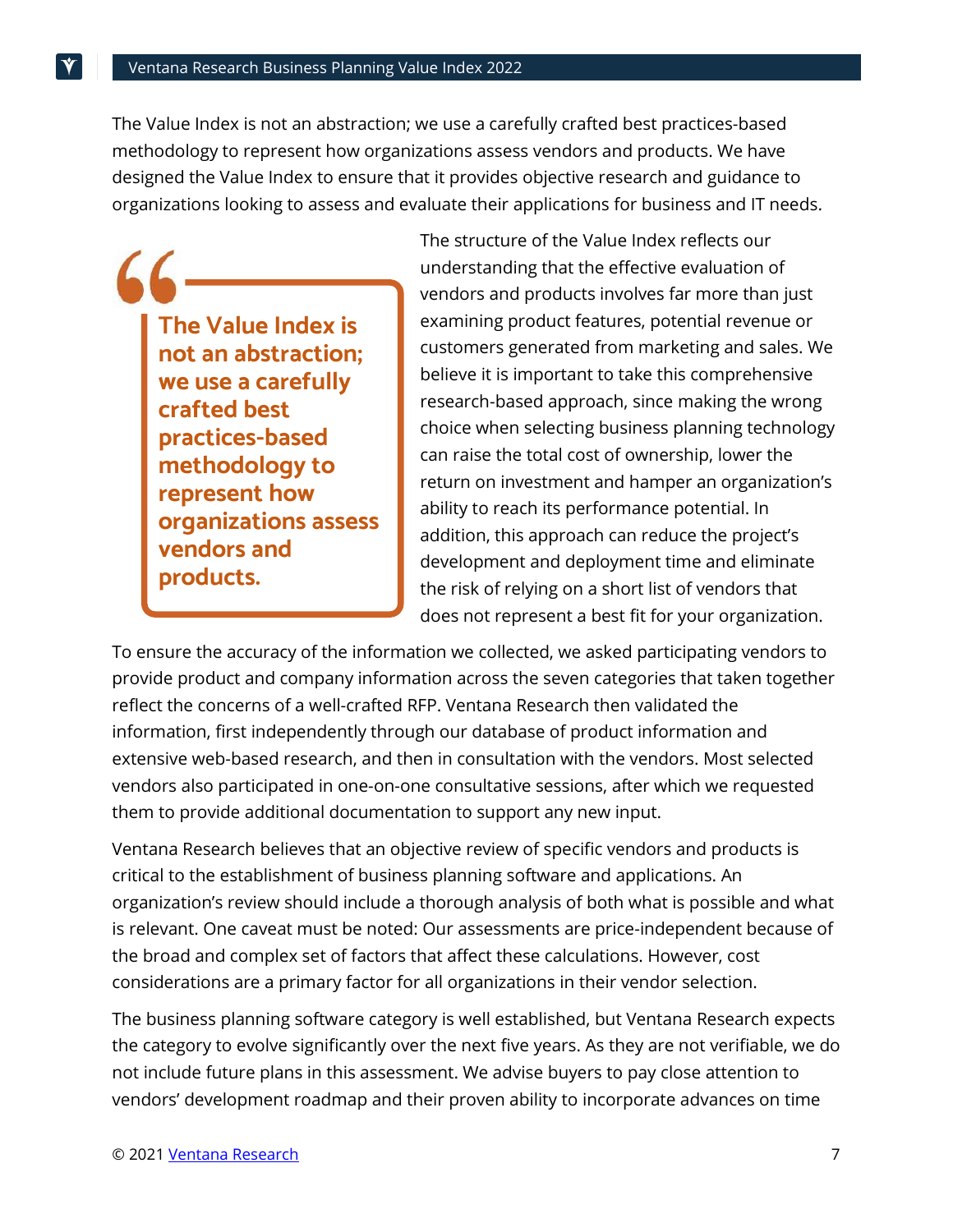The Value Index is not an abstraction; we use a carefully crafted best practices-based methodology to represent how organizations assess vendors and products. We have designed the Value Index to ensure that it provides objective research and guidance to organizations looking to assess and evaluate their applications for business and IT needs.

> **The Value Index is not an abstraction; we use a carefully crafted best practices-based methodology to represent how organizations assess vendors and products.**

The structure of the Value Index reflects our understanding that the effective evaluation of vendors and products involves far more than just examining product features, potential revenue or customers generated from marketing and sales. We believe it is important to take this comprehensive research-based approach, since making the wrong choice when selecting business planning technology can raise the total cost of ownership, lower the return on investment and hamper an organization's ability to reach its performance potential. In addition, this approach can reduce the project's development and deployment time and eliminate the risk of relying on a short list of vendors that does not represent a best fit for your organization.

To ensure the accuracy of the information we collected, we asked participating vendors to provide product and company information across the seven categories that taken together reflect the concerns of a well-crafted RFP. Ventana Research then validated the information, first independently through our database of product information and extensive web-based research, and then in consultation with the vendors. Most selected vendors also participated in one-on-one consultative sessions, after which we requested them to provide additional documentation to support any new input.

Ventana Research believes that an objective review of specific vendors and products is critical to the establishment of business planning software and applications. An organization's review should include a thorough analysis of both what is possible and what is relevant. One caveat must be noted: Our assessments are price-independent because of the broad and complex set of factors that affect these calculations. However, cost considerations are a primary factor for all organizations in their vendor selection.

The business planning software category is well established, but Ventana Research expects the category to evolve significantly over the next five years. As they are not verifiable, we do not include future plans in this assessment. We advise buyers to pay close attention to vendors' development roadmap and their proven ability to incorporate advances on time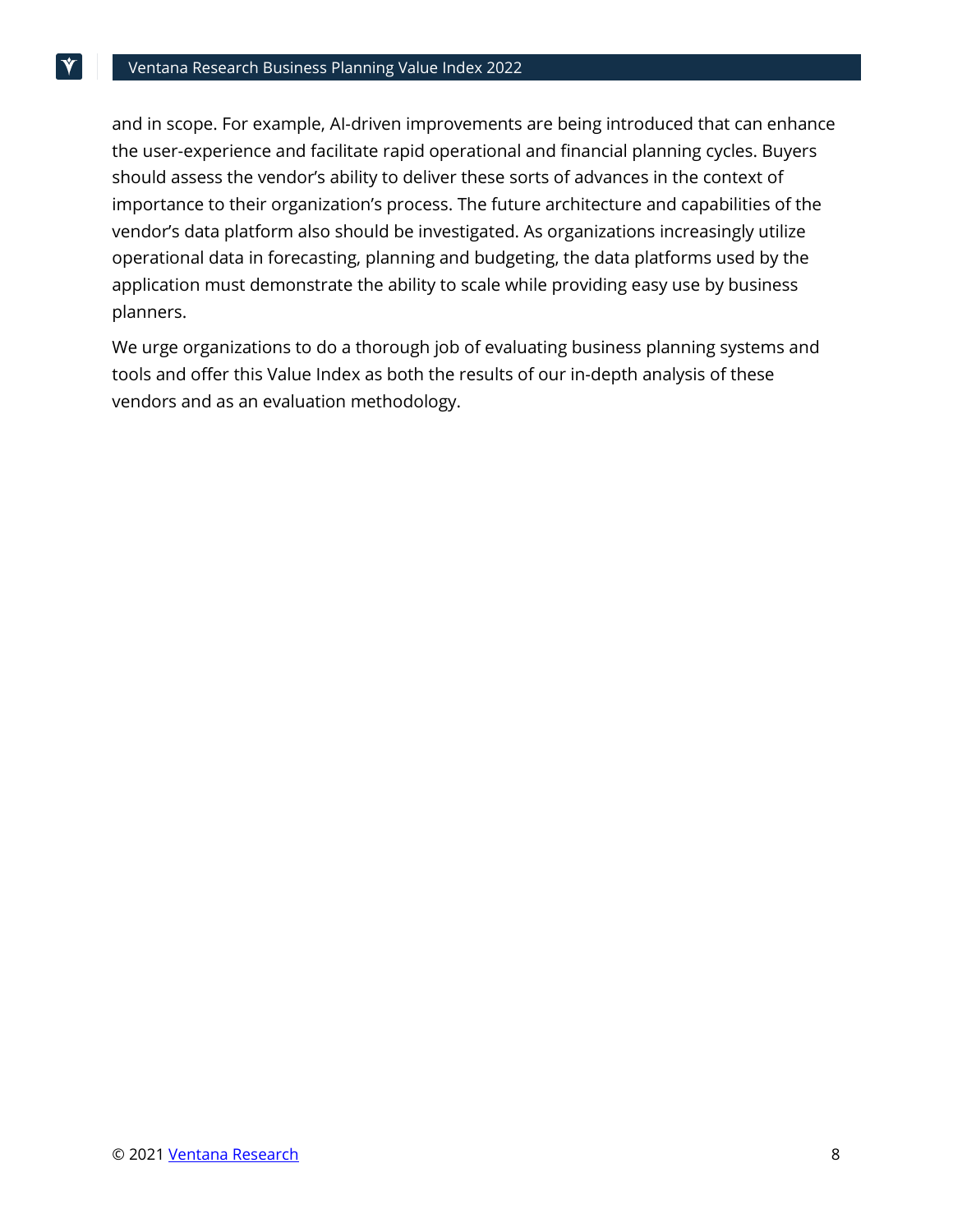and in scope. For example, AI-driven improvements are being introduced that can enhance the user-experience and facilitate rapid operational and financial planning cycles. Buyers should assess the vendor's ability to deliver these sorts of advances in the context of importance to their organization's process. The future architecture and capabilities of the vendor's data platform also should be investigated. As organizations increasingly utilize operational data in forecasting, planning and budgeting, the data platforms used by the application must demonstrate the ability to scale while providing easy use by business planners.

We urge organizations to do a thorough job of evaluating business planning systems and tools and offer this Value Index as both the results of our in-depth analysis of these vendors and as an evaluation methodology.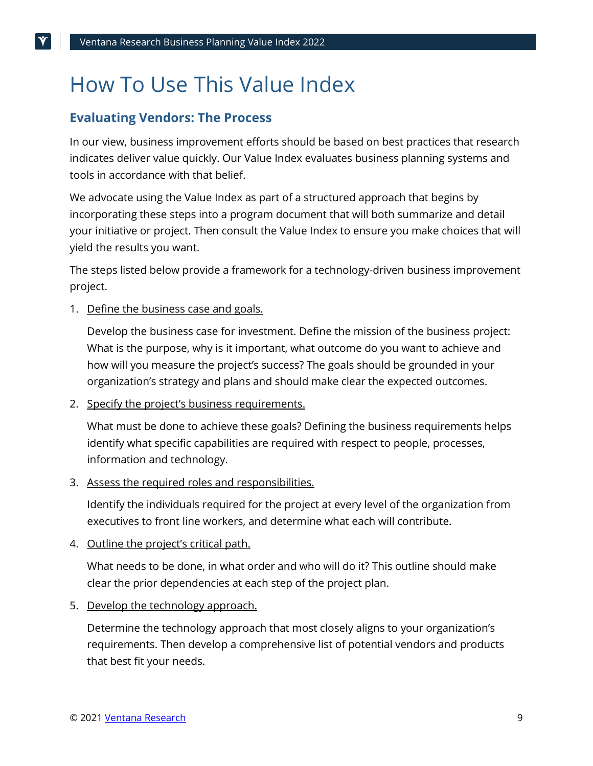# How To Use This Value Index

## Evaluating Vendors: The Process

In our view, business improvement efforts should be based on best practices that research indicates deliver value quickly. Our Value Index evaluates business planning systems and tools in accordance with that belief.

We advocate using the Value Index as part of a structured approach that begins by incorporating these steps into a program document that will both summarize and detail your initiative or project. Then consult the Value Index to ensure you make choices that will yield the results you want.

The steps listed below provide a framework for a technology-driven business improvement project.

1. Define the business case and goals.

   Develop the business case for investment. Define the mission of the business project: What is the purpose, why is it important, what outcome do you want to achieve and how will you measure the project's success? The goals should be grounded in your organization's strategy and plans and should make clear the expected outcomes.

2. Specify the project's business requirements.

   What must be done to achieve these goals? Defining the business requirements helps identify what specific capabilities are required with respect to people, processes, information and technology.

3. Assess the required roles and responsibilities.

   Identify the individuals required for the project at every level of the organization from executives to front line workers, and determine what each will contribute.

4. Outline the project's critical path.

   What needs to be done, in what order and who will do it? This outline should make clear the prior dependencies at each step of the project plan.

5. Develop the technology approach.

   Determine the technology approach that most closely aligns to your organization's requirements. Then develop a comprehensive list of potential vendors and products that best fit your needs.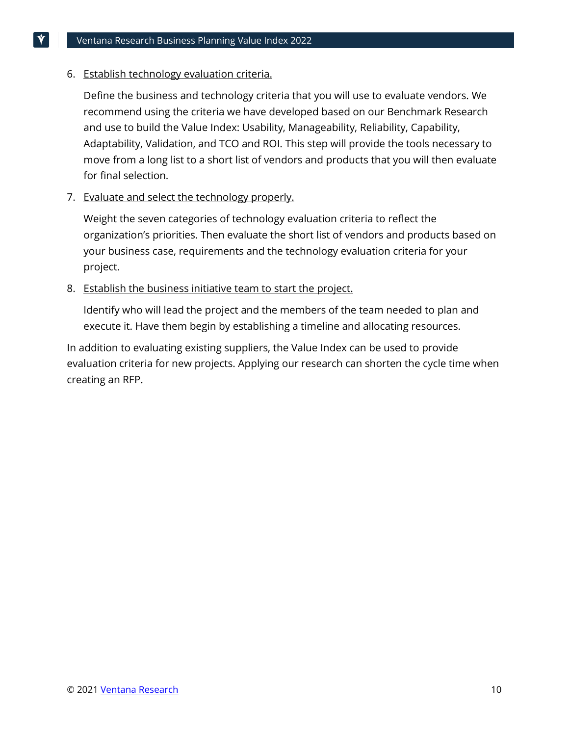6. <u>Establish technology evaluation criteria.</u>

   Define the business and technology criteria that you will use to evaluate vendors. We recommend using the criteria we have developed based on our Benchmark Research and use to build the Value Index: Usability, Manageability, Reliability, Capability, Adaptability, Validation, and TCO and ROI. This step will provide the tools necessary to move from a long list to a short list of vendors and products that you will then evaluate for final selection.

7. <u>Evaluate and select the technology properly.</u>

   Weight the seven categories of technology evaluation criteria to reflect the organization's priorities. Then evaluate the short list of vendors and products based on your business case, requirements and the technology evaluation criteria for your project.

8. <u>Establish the business initiative team to start the project.</u>

   Identify who will lead the project and the members of the team needed to plan and execute it. Have them begin by establishing a timeline and allocating resources.

In addition to evaluating existing suppliers, the Value Index can be used to provide evaluation criteria for new projects. Applying our research can shorten the cycle time when creating an RFP.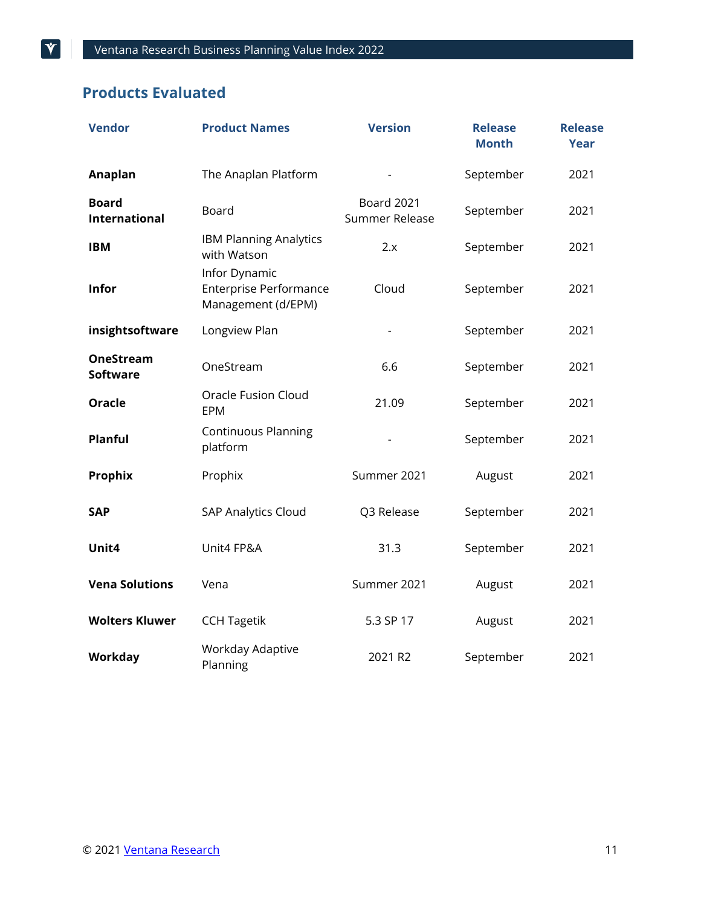## Products Evaluated

| Vendor | Product Names | Version | Release Month | Release Year |
|---|---|---|---|---|
| **Anaplan** | The Anaplan Platform | - | September | 2021 |
| **Board International** | Board | Board 2021 Summer Release | September | 2021 |
| **IBM** | IBM Planning Analytics with Watson | 2.x | September | 2021 |
| **Infor** | Infor Dynamic Enterprise Performance Management (d/EPM) | Cloud | September | 2021 |
| **insightsoftware** | Longview Plan | - | September | 2021 |
| **OneStream Software** | OneStream | 6.6 | September | 2021 |
| **Oracle** | Oracle Fusion Cloud EPM | 21.09 | September | 2021 |
| **Planful** | Continuous Planning platform | - | September | 2021 |
| **Prophix** | Prophix | Summer 2021 | August | 2021 |
| **SAP** | SAP Analytics Cloud | Q3 Release | September | 2021 |
| **Unit4** | Unit4 FP&A | 31.3 | September | 2021 |
| **Vena Solutions** | Vena | Summer 2021 | August | 2021 |
| **Wolters Kluwer** | CCH Tagetik | 5.3 SP 17 | August | 2021 |
| **Workday** | Workday Adaptive Planning | 2021 R2 | September | 2021 |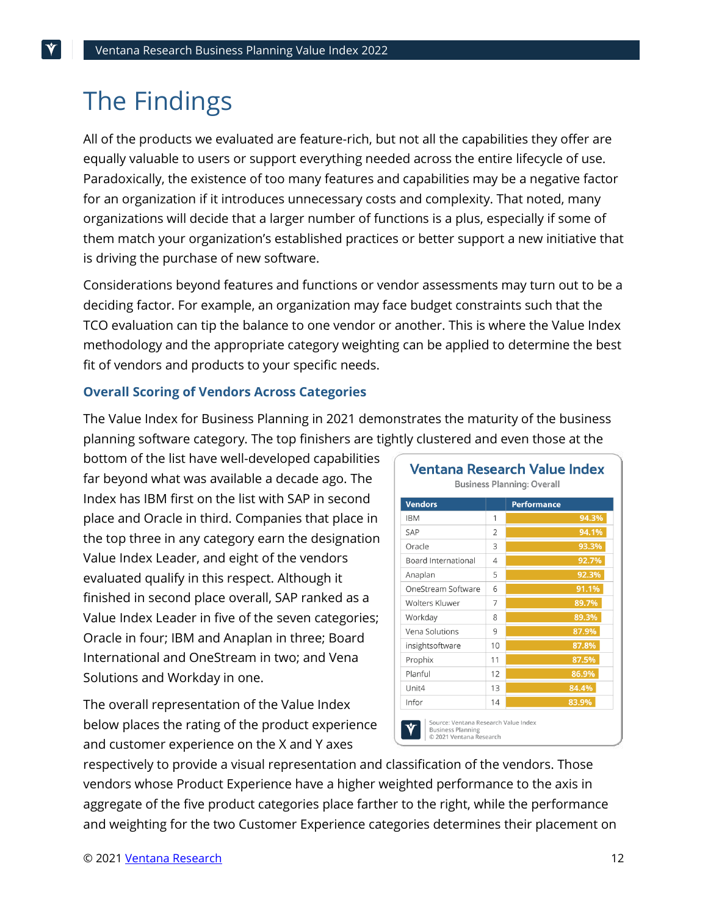# The Findings

All of the products we evaluated are feature-rich, but not all the capabilities they offer are equally valuable to users or support everything needed across the entire lifecycle of use. Paradoxically, the existence of too many features and capabilities may be a negative factor for an organization if it introduces unnecessary costs and complexity. That noted, many organizations will decide that a larger number of functions is a plus, especially if some of them match your organization's established practices or better support a new initiative that is driving the purchase of new software.

Considerations beyond features and functions or vendor assessments may turn out to be a deciding factor. For example, an organization may face budget constraints such that the TCO evaluation can tip the balance to one vendor or another. This is where the Value Index methodology and the appropriate category weighting can be applied to determine the best fit of vendors and products to your specific needs.

### Overall Scoring of Vendors Across Categories

The Value Index for Business Planning in 2021 demonstrates the maturity of the business planning software category. The top finishers are tightly clustered and even those at the bottom of the list have well-developed capabilities far beyond what was available a decade ago. The Index has IBM first on the list with SAP in second place and Oracle in third. Companies that place in the top three in any category earn the designation Value Index Leader, and eight of the vendors evaluated qualify in this respect. Although it finished in second place overall, SAP ranked as a Value Index Leader in five of the seven categories; Oracle in four; IBM and Anaplan in three; Board International and OneStream in two; and Vena Solutions and Workday in one.

**Ventana Research Value Index**

Business Planning: Overall

| Vendors | | Performance |
|---|---|---|
| IBM | 1 | 94.3% |
| SAP | 2 | 94.1% |
| Oracle | 3 | 93.3% |
| Board International | 4 | 92.7% |
| Anaplan | 5 | 92.3% |
| OneStream Software | 6 | 91.1% |
| Wolters Kluwer | 7 | 89.7% |
| Workday | 8 | 89.3% |
| Vena Solutions | 9 | 87.9% |
| insightsoftware | 10 | 87.8% |
| Prophix | 11 | 87.5% |
| Planful | 12 | 86.9% |
| Unit4 | 13 | 84.4% |
| Infor | 14 | 83.9% |

Source: Ventana Research Value Index Business Planning
© 2021 Ventana Research

The overall representation of the Value Index below places the rating of the product experience and customer experience on the X and Y axes respectively to provide a visual representation and classification of the vendors. Those vendors whose Product Experience have a higher weighted performance to the axis in aggregate of the five product categories place farther to the right, while the performance and weighting for the two Customer Experience categories determines their placement on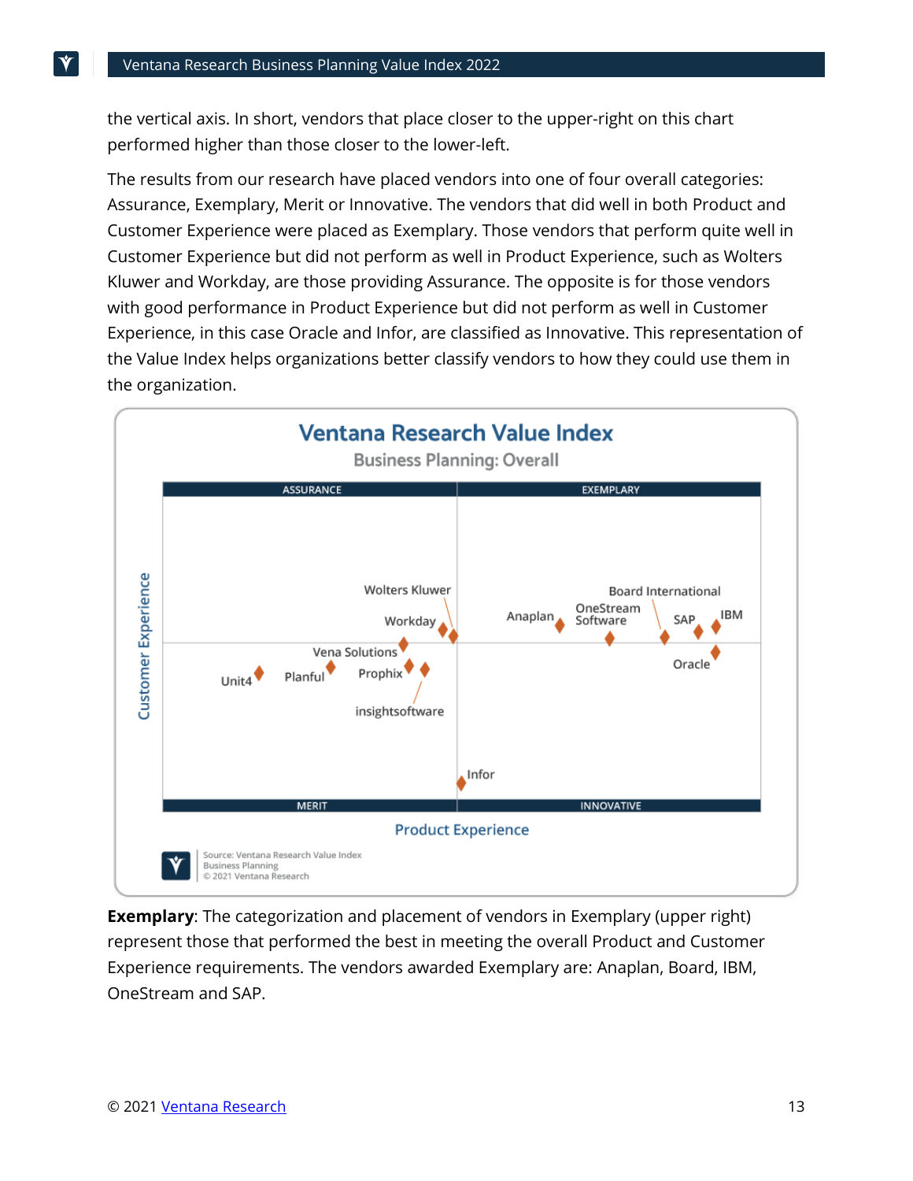the vertical axis. In short, vendors that place closer to the upper-right on this chart performed higher than those closer to the lower-left.

The results from our research have placed vendors into one of four overall categories: Assurance, Exemplary, Merit or Innovative. The vendors that did well in both Product and Customer Experience were placed as Exemplary. Those vendors that perform quite well in Customer Experience but did not perform as well in Product Experience, such as Wolters Kluwer and Workday, are those providing Assurance. The opposite is for those vendors with good performance in Product Experience but did not perform as well in Customer Experience, in this case Oracle and Infor, are classified as Innovative. This representation of the Value Index helps organizations better classify vendors to how they could use them in the organization.

**Exemplary**: The categorization and placement of vendors in Exemplary (upper right) represent those that performed the best in meeting the overall Product and Customer Experience requirements. The vendors awarded Exemplary are: Anaplan, Board, IBM, OneStream and SAP.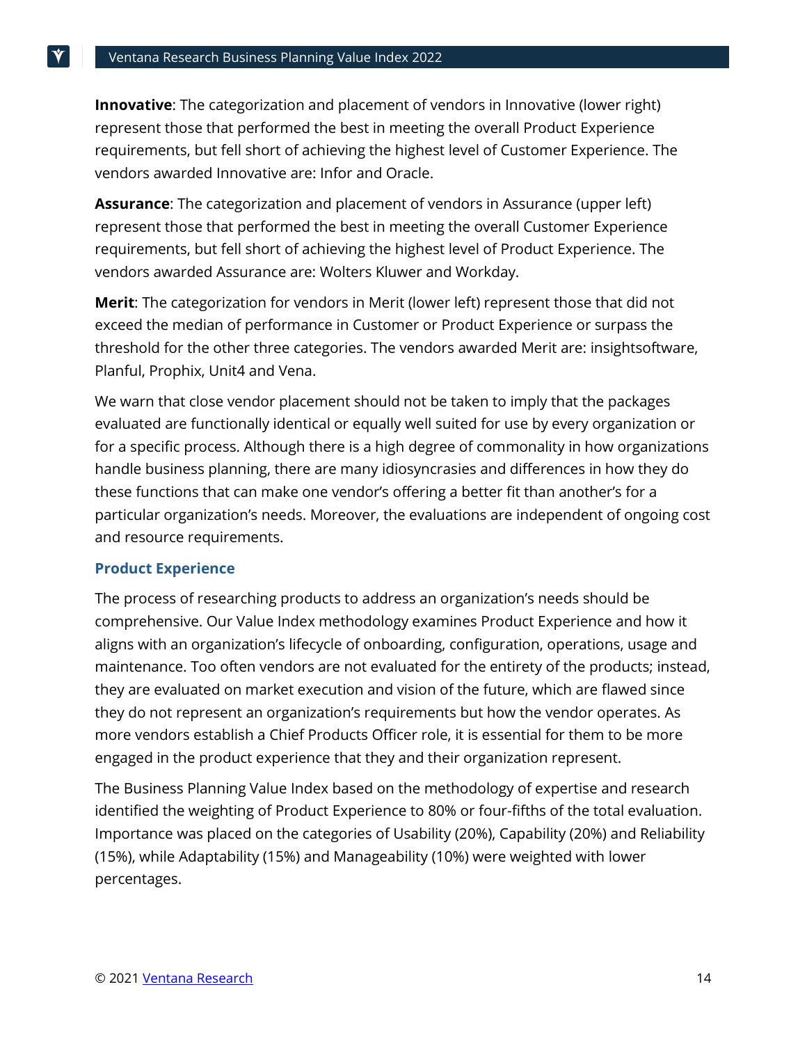**Innovative**: The categorization and placement of vendors in Innovative (lower right) represent those that performed the best in meeting the overall Product Experience requirements, but fell short of achieving the highest level of Customer Experience. The vendors awarded Innovative are: Infor and Oracle.

**Assurance**: The categorization and placement of vendors in Assurance (upper left) represent those that performed the best in meeting the overall Customer Experience requirements, but fell short of achieving the highest level of Product Experience. The vendors awarded Assurance are: Wolters Kluwer and Workday.

**Merit**: The categorization for vendors in Merit (lower left) represent those that did not exceed the median of performance in Customer or Product Experience or surpass the threshold for the other three categories. The vendors awarded Merit are: insightsoftware, Planful, Prophix, Unit4 and Vena.

We warn that close vendor placement should not be taken to imply that the packages evaluated are functionally identical or equally well suited for use by every organization or for a specific process. Although there is a high degree of commonality in how organizations handle business planning, there are many idiosyncrasies and differences in how they do these functions that can make one vendor's offering a better fit than another's for a particular organization's needs. Moreover, the evaluations are independent of ongoing cost and resource requirements.

### Product Experience

The process of researching products to address an organization's needs should be comprehensive. Our Value Index methodology examines Product Experience and how it aligns with an organization's lifecycle of onboarding, configuration, operations, usage and maintenance. Too often vendors are not evaluated for the entirety of the products; instead, they are evaluated on market execution and vision of the future, which are flawed since they do not represent an organization's requirements but how the vendor operates. As more vendors establish a Chief Products Officer role, it is essential for them to be more engaged in the product experience that they and their organization represent.

The Business Planning Value Index based on the methodology of expertise and research identified the weighting of Product Experience to 80% or four-fifths of the total evaluation. Importance was placed on the categories of Usability (20%), Capability (20%) and Reliability (15%), while Adaptability (15%) and Manageability (10%) were weighted with lower percentages.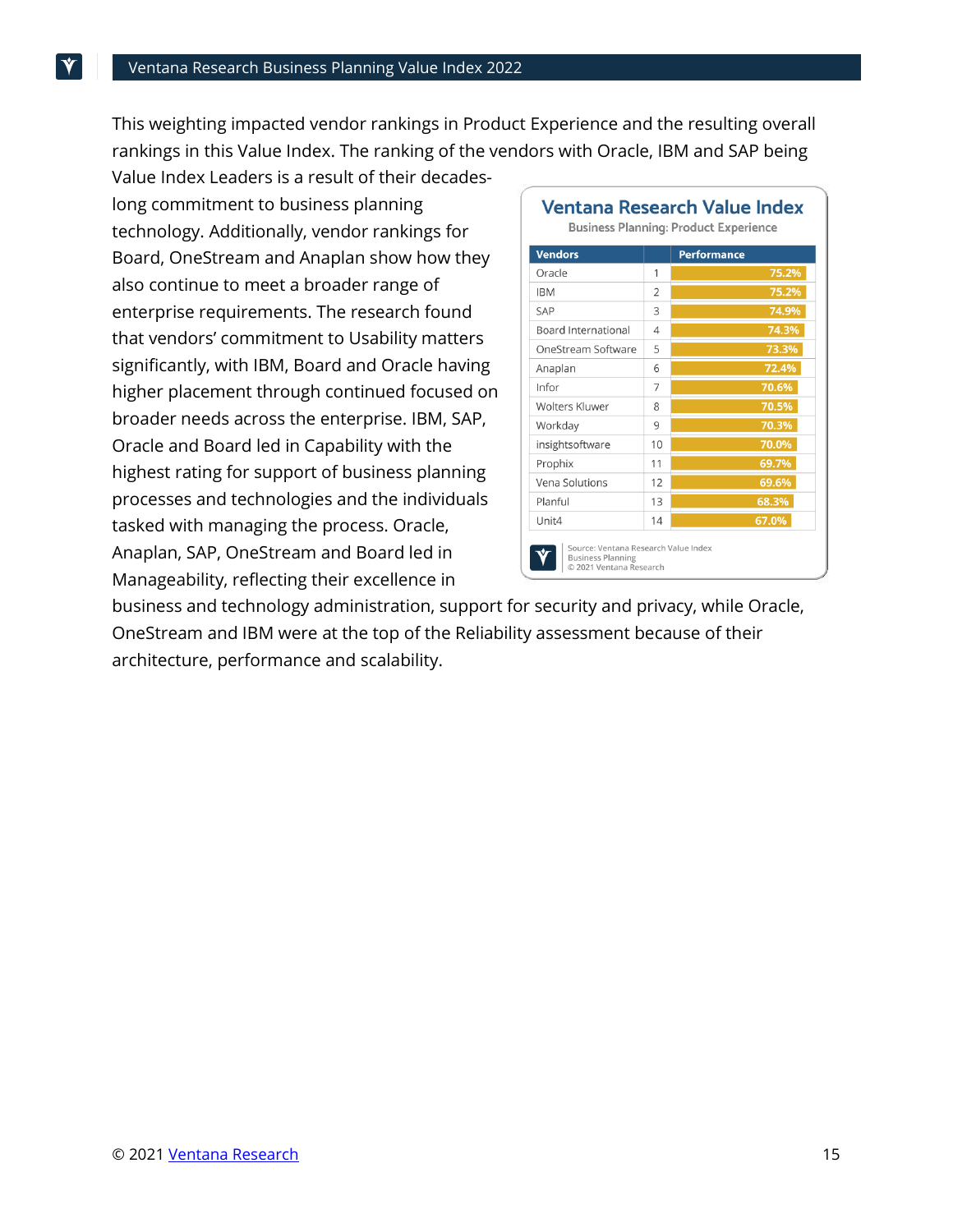This weighting impacted vendor rankings in Product Experience and the resulting overall rankings in this Value Index. The ranking of the vendors with Oracle, IBM and SAP being Value Index Leaders is a result of their decades-long commitment to business planning technology. Additionally, vendor rankings for Board, OneStream and Anaplan show how they also continue to meet a broader range of enterprise requirements. The research found that vendors' commitment to Usability matters significantly, with IBM, Board and Oracle having higher placement through continued focused on broader needs across the enterprise. IBM, SAP, Oracle and Board led in Capability with the highest rating for support of business planning processes and technologies and the individuals tasked with managing the process. Oracle, Anaplan, SAP, OneStream and Board led in Manageability, reflecting their excellence in business and technology administration, support for security and privacy, while Oracle, OneStream and IBM were at the top of the Reliability assessment because of their architecture, performance and scalability.

**Ventana Research Value Index**

Business Planning: Product Experience

| Vendors | | Performance |
|---|---|---|
| Oracle | 1 | 75.2% |
| IBM | 2 | 75.2% |
| SAP | 3 | 74.9% |
| Board International | 4 | 74.3% |
| OneStream Software | 5 | 73.3% |
| Anaplan | 6 | 72.4% |
| Infor | 7 | 70.6% |
| Wolters Kluwer | 8 | 70.5% |
| Workday | 9 | 70.3% |
| insightsoftware | 10 | 70.0% |
| Prophix | 11 | 69.7% |
| Vena Solutions | 12 | 69.6% |
| Planful | 13 | 68.3% |
| Unit4 | 14 | 67.0% |

Source: Ventana Research Value Index Business Planning © 2021 Ventana Research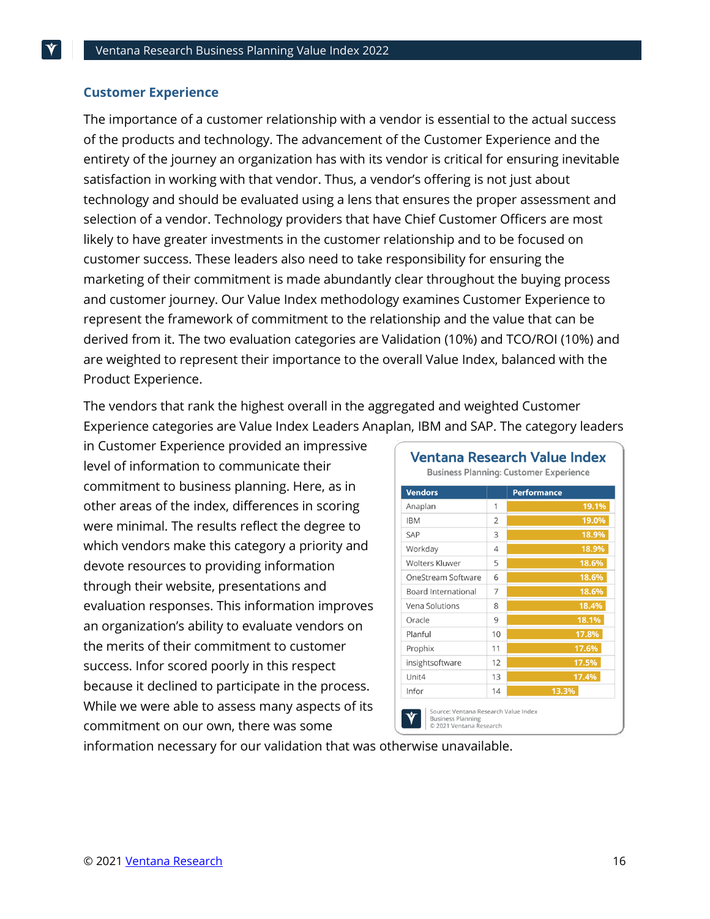## Customer Experience

The importance of a customer relationship with a vendor is essential to the actual success of the products and technology. The advancement of the Customer Experience and the entirety of the journey an organization has with its vendor is critical for ensuring inevitable satisfaction in working with that vendor. Thus, a vendor's offering is not just about technology and should be evaluated using a lens that ensures the proper assessment and selection of a vendor. Technology providers that have Chief Customer Officers are most likely to have greater investments in the customer relationship and to be focused on customer success. These leaders also need to take responsibility for ensuring the marketing of their commitment is made abundantly clear throughout the buying process and customer journey. Our Value Index methodology examines Customer Experience to represent the framework of commitment to the relationship and the value that can be derived from it. The two evaluation categories are Validation (10%) and TCO/ROI (10%) and are weighted to represent their importance to the overall Value Index, balanced with the Product Experience.

The vendors that rank the highest overall in the aggregated and weighted Customer Experience categories are Value Index Leaders Anaplan, IBM and SAP. The category leaders in Customer Experience provided an impressive level of information to communicate their commitment to business planning. Here, as in other areas of the index, differences in scoring were minimal. The results reflect the degree to which vendors make this category a priority and devote resources to providing information through their website, presentations and evaluation responses. This information improves an organization's ability to evaluate vendors on the merits of their commitment to customer success. Infor scored poorly in this respect because it declined to participate in the process. While we were able to assess many aspects of its commitment on our own, there was some information necessary for our validation that was otherwise unavailable.

**Ventana Research Value Index**
Business Planning: Customer Experience

| Vendors | | Performance |
|---|---|---|
| Anaplan | 1 | 19.1% |
| IBM | 2 | 19.0% |
| SAP | 3 | 18.9% |
| Workday | 4 | 18.9% |
| Wolters Kluwer | 5 | 18.6% |
| OneStream Software | 6 | 18.6% |
| Board International | 7 | 18.6% |
| Vena Solutions | 8 | 18.4% |
| Oracle | 9 | 18.1% |
| Planful | 10 | 17.8% |
| Prophix | 11 | 17.6% |
| insightsoftware | 12 | 17.5% |
| Unit4 | 13 | 17.4% |
| Infor | 14 | 13.3% |

Source: Ventana Research Value Index
Business Planning
© 2021 Ventana Research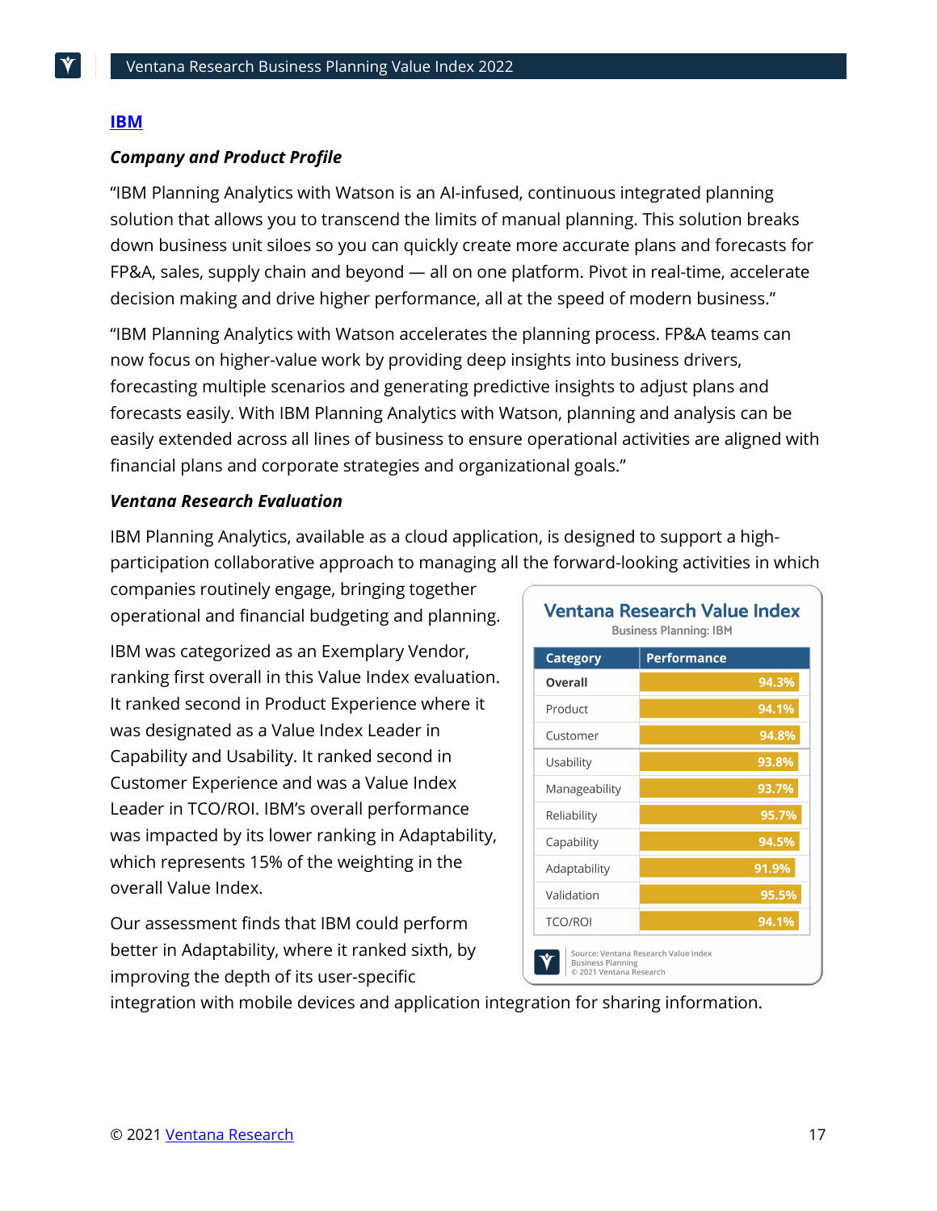## IBM

### *Company and Product Profile*

"IBM Planning Analytics with Watson is an AI-infused, continuous integrated planning solution that allows you to transcend the limits of manual planning. This solution breaks down business unit siloes so you can quickly create more accurate plans and forecasts for FP&A, sales, supply chain and beyond — all on one platform. Pivot in real-time, accelerate decision making and drive higher performance, all at the speed of modern business."

"IBM Planning Analytics with Watson accelerates the planning process. FP&A teams can now focus on higher-value work by providing deep insights into business drivers, forecasting multiple scenarios and generating predictive insights to adjust plans and forecasts easily. With IBM Planning Analytics with Watson, planning and analysis can be easily extended across all lines of business to ensure operational activities are aligned with financial plans and corporate strategies and organizational goals."

### *Ventana Research Evaluation*

IBM Planning Analytics, available as a cloud application, is designed to support a high-participation collaborative approach to managing all the forward-looking activities in which companies routinely engage, bringing together operational and financial budgeting and planning.

IBM was categorized as an Exemplary Vendor, ranking first overall in this Value Index evaluation. It ranked second in Product Experience where it was designated as a Value Index Leader in Capability and Usability. It ranked second in Customer Experience and was a Value Index Leader in TCO/ROI. IBM's overall performance was impacted by its lower ranking in Adaptability, which represents 15% of the weighting in the overall Value Index.

Our assessment finds that IBM could perform better in Adaptability, where it ranked sixth, by improving the depth of its user-specific integration with mobile devices and application integration for sharing information.

**Ventana Research Value Index**
Business Planning: IBM

| Category | Performance |
|---|---|
| **Overall** | 94.3% |
| Product | 94.1% |
| Customer | 94.8% |
| Usability | 93.8% |
| Manageability | 93.7% |
| Reliability | 95.7% |
| Capability | 94.5% |
| Adaptability | 91.9% |
| Validation | 95.5% |
| TCO/ROI | 94.1% |

Source: Ventana Research Value Index Business Planning
© 2021 Ventana Research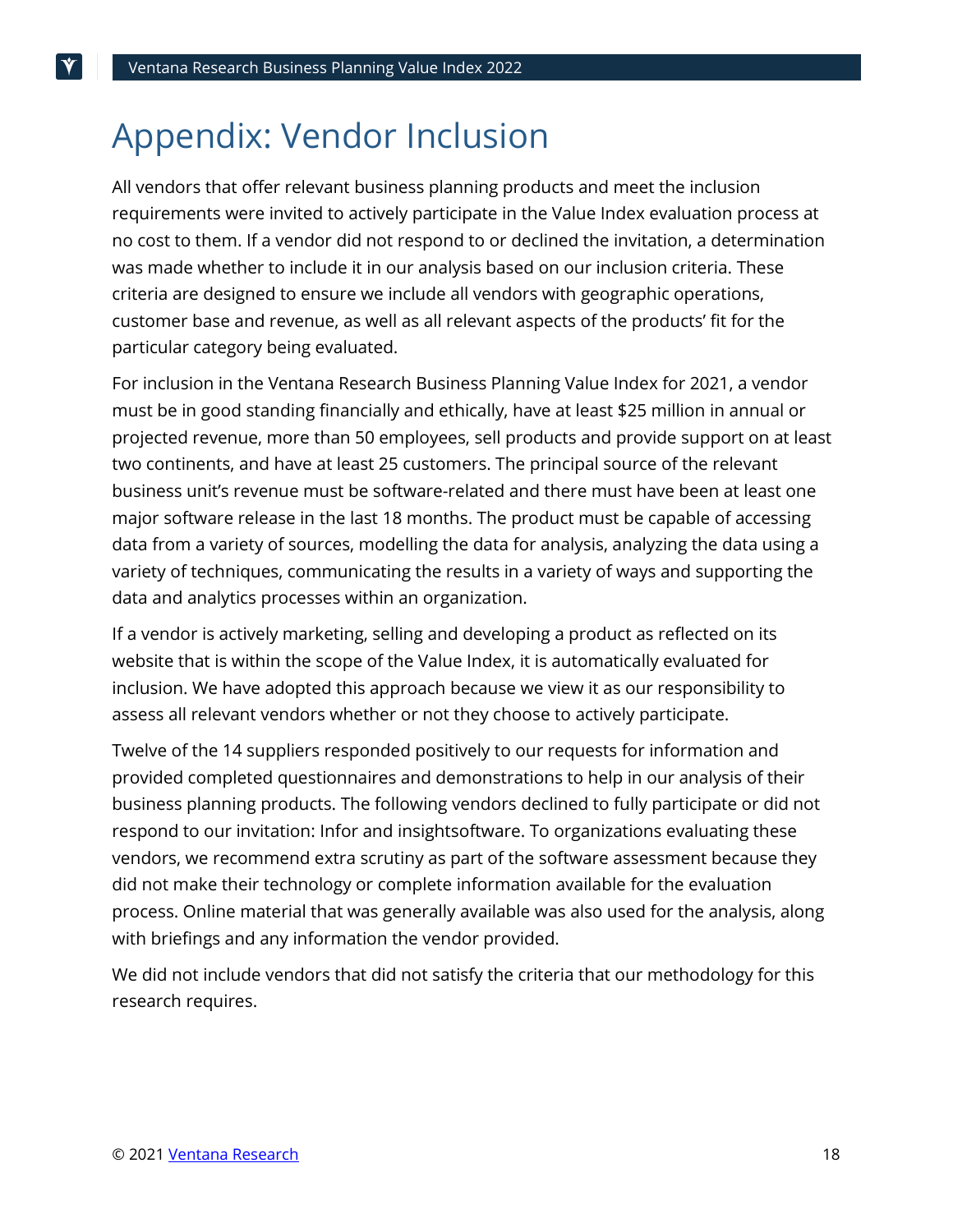# Appendix: Vendor Inclusion

All vendors that offer relevant business planning products and meet the inclusion requirements were invited to actively participate in the Value Index evaluation process at no cost to them. If a vendor did not respond to or declined the invitation, a determination was made whether to include it in our analysis based on our inclusion criteria. These criteria are designed to ensure we include all vendors with geographic operations, customer base and revenue, as well as all relevant aspects of the products' fit for the particular category being evaluated.

For inclusion in the Ventana Research Business Planning Value Index for 2021, a vendor must be in good standing financially and ethically, have at least $25 million in annual or projected revenue, more than 50 employees, sell products and provide support on at least two continents, and have at least 25 customers. The principal source of the relevant business unit's revenue must be software-related and there must have been at least one major software release in the last 18 months. The product must be capable of accessing data from a variety of sources, modelling the data for analysis, analyzing the data using a variety of techniques, communicating the results in a variety of ways and supporting the data and analytics processes within an organization.

If a vendor is actively marketing, selling and developing a product as reflected on its website that is within the scope of the Value Index, it is automatically evaluated for inclusion. We have adopted this approach because we view it as our responsibility to assess all relevant vendors whether or not they choose to actively participate.

Twelve of the 14 suppliers responded positively to our requests for information and provided completed questionnaires and demonstrations to help in our analysis of their business planning products. The following vendors declined to fully participate or did not respond to our invitation: Infor and insightsoftware. To organizations evaluating these vendors, we recommend extra scrutiny as part of the software assessment because they did not make their technology or complete information available for the evaluation process. Online material that was generally available was also used for the analysis, along with briefings and any information the vendor provided.

We did not include vendors that did not satisfy the criteria that our methodology for this research requires.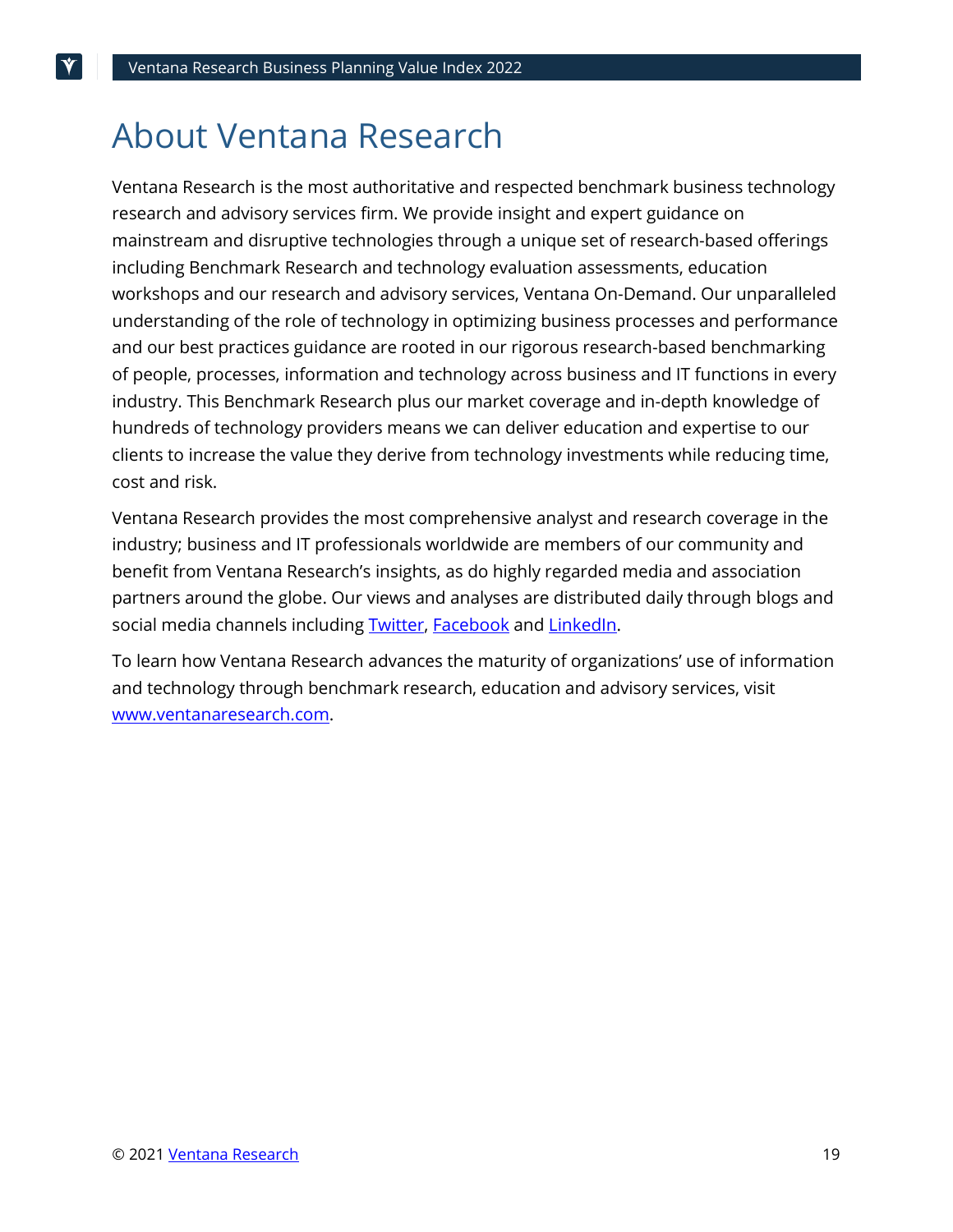# About Ventana Research

Ventana Research is the most authoritative and respected benchmark business technology research and advisory services firm. We provide insight and expert guidance on mainstream and disruptive technologies through a unique set of research-based offerings including Benchmark Research and technology evaluation assessments, education workshops and our research and advisory services, Ventana On-Demand. Our unparalleled understanding of the role of technology in optimizing business processes and performance and our best practices guidance are rooted in our rigorous research-based benchmarking of people, processes, information and technology across business and IT functions in every industry. This Benchmark Research plus our market coverage and in-depth knowledge of hundreds of technology providers means we can deliver education and expertise to our clients to increase the value they derive from technology investments while reducing time, cost and risk.

Ventana Research provides the most comprehensive analyst and research coverage in the industry; business and IT professionals worldwide are members of our community and benefit from Ventana Research's insights, as do highly regarded media and association partners around the globe. Our views and analyses are distributed daily through blogs and social media channels including Twitter, Facebook and LinkedIn.

To learn how Ventana Research advances the maturity of organizations' use of information and technology through benchmark research, education and advisory services, visit www.ventanaresearch.com.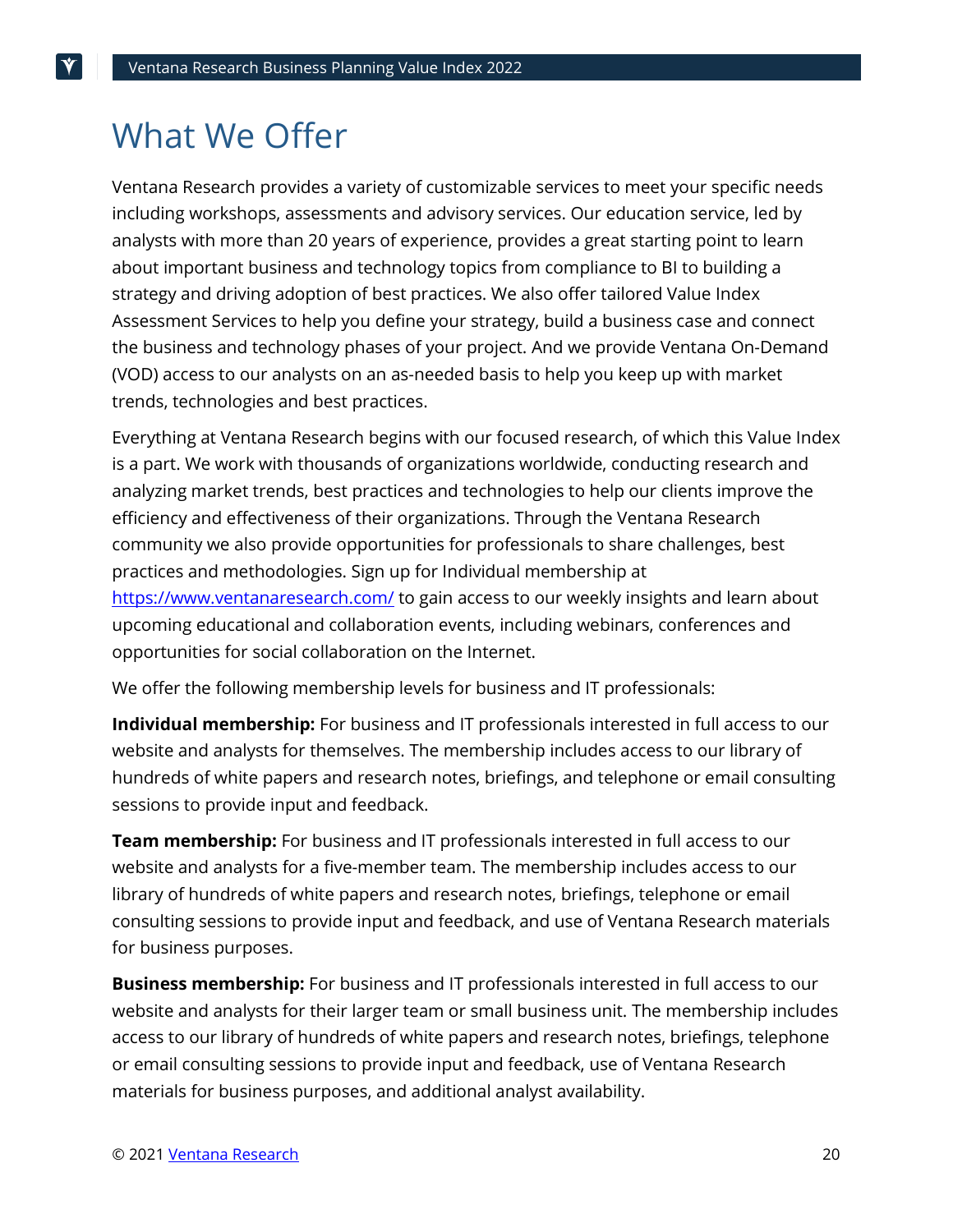# What We Offer

Ventana Research provides a variety of customizable services to meet your specific needs including workshops, assessments and advisory services. Our education service, led by analysts with more than 20 years of experience, provides a great starting point to learn about important business and technology topics from compliance to BI to building a strategy and driving adoption of best practices. We also offer tailored Value Index Assessment Services to help you define your strategy, build a business case and connect the business and technology phases of your project. And we provide Ventana On-Demand (VOD) access to our analysts on an as-needed basis to help you keep up with market trends, technologies and best practices.

Everything at Ventana Research begins with our focused research, of which this Value Index is a part. We work with thousands of organizations worldwide, conducting research and analyzing market trends, best practices and technologies to help our clients improve the efficiency and effectiveness of their organizations. Through the Ventana Research community we also provide opportunities for professionals to share challenges, best practices and methodologies. Sign up for Individual membership at https://www.ventanaresearch.com/ to gain access to our weekly insights and learn about upcoming educational and collaboration events, including webinars, conferences and opportunities for social collaboration on the Internet.

We offer the following membership levels for business and IT professionals:

**Individual membership:** For business and IT professionals interested in full access to our website and analysts for themselves. The membership includes access to our library of hundreds of white papers and research notes, briefings, and telephone or email consulting sessions to provide input and feedback.

**Team membership:** For business and IT professionals interested in full access to our website and analysts for a five-member team. The membership includes access to our library of hundreds of white papers and research notes, briefings, telephone or email consulting sessions to provide input and feedback, and use of Ventana Research materials for business purposes.

**Business membership:** For business and IT professionals interested in full access to our website and analysts for their larger team or small business unit. The membership includes access to our library of hundreds of white papers and research notes, briefings, telephone or email consulting sessions to provide input and feedback, use of Ventana Research materials for business purposes, and additional analyst availability.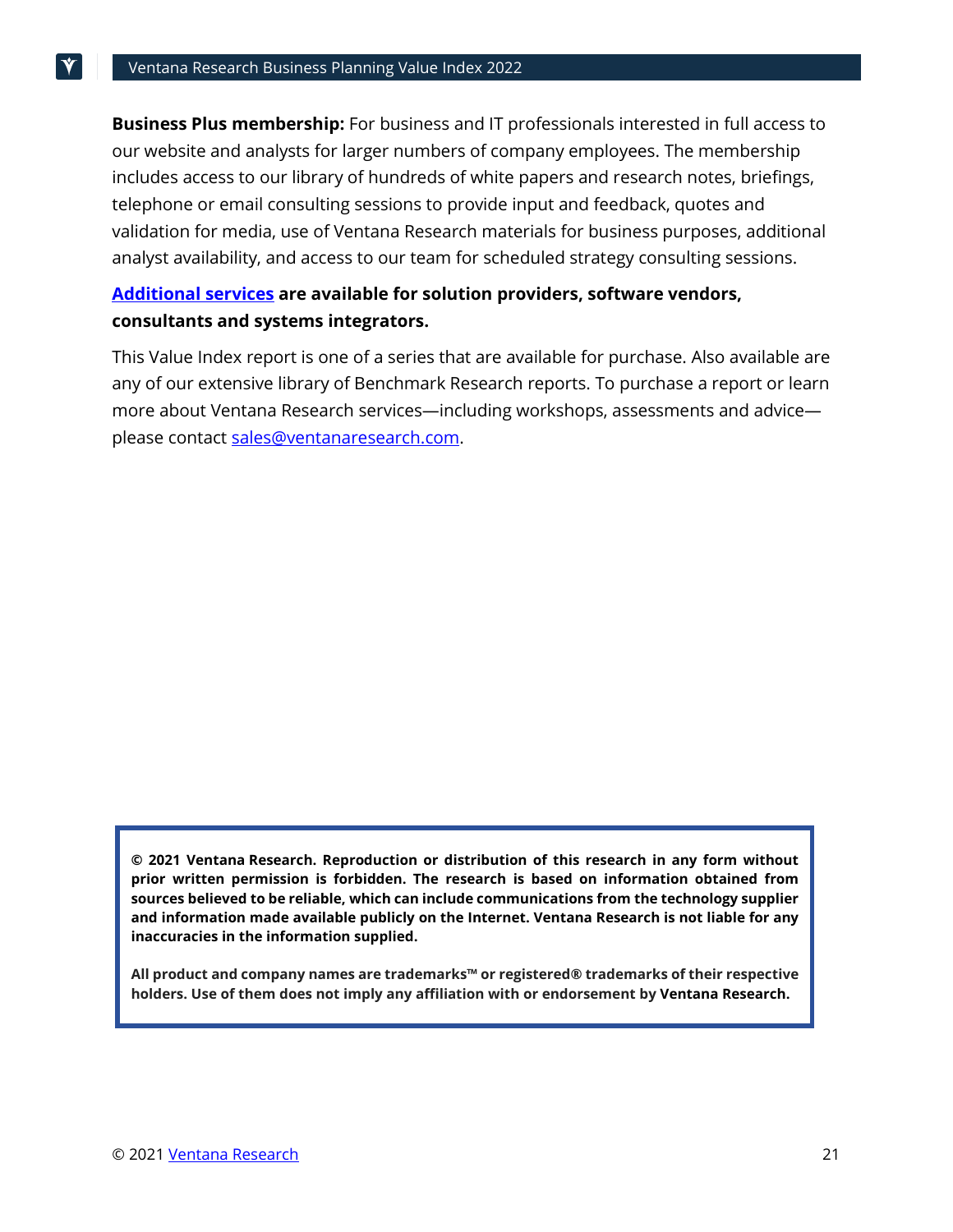**Business Plus membership:** For business and IT professionals interested in full access to our website and analysts for larger numbers of company employees. The membership includes access to our library of hundreds of white papers and research notes, briefings, telephone or email consulting sessions to provide input and feedback, quotes and validation for media, use of Ventana Research materials for business purposes, additional analyst availability, and access to our team for scheduled strategy consulting sessions.

**[Additional services](#) are available for solution providers, software vendors, consultants and systems integrators.**

This Value Index report is one of a series that are available for purchase. Also available are any of our extensive library of Benchmark Research reports. To purchase a report or learn more about Ventana Research services—including workshops, assessments and advice—please contact [sales@ventanaresearch.com](mailto:sales@ventanaresearch.com).

**© 2021 Ventana Research. Reproduction or distribution of this research in any form without prior written permission is forbidden. The research is based on information obtained from sources believed to be reliable, which can include communications from the technology supplier and information made available publicly on the Internet. Ventana Research is not liable for any inaccuracies in the information supplied.**

**All product and company names are trademarks™ or registered® trademarks of their respective holders. Use of them does not imply any affiliation with or endorsement by Ventana Research.**